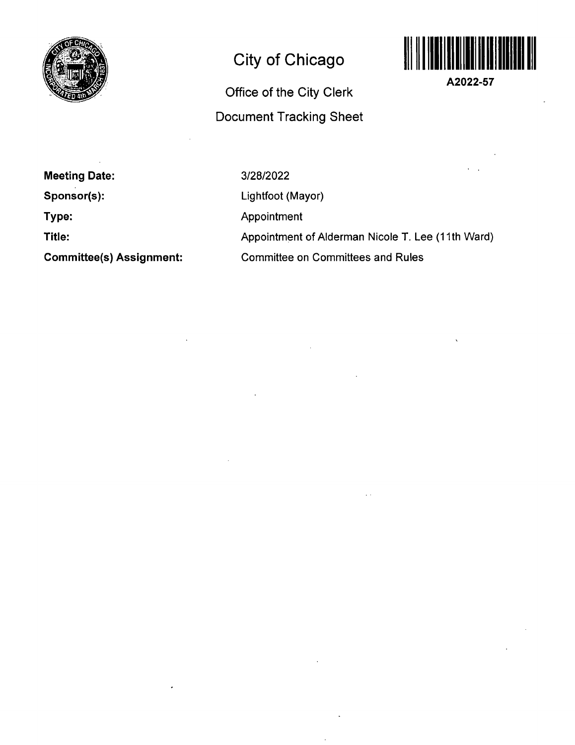# City of Chicago

## Office of the City Clerk

## Document Tracking Sheet

**A2022-57**

| | |
|---|---|
| **Meeting Date:** | 3/28/2022 |
| **Sponsor(s):** | Lightfoot (Mayor) |
| **Type:** | Appointment |
| **Title:** | Appointment of Alderman Nicole T. Lee (11th Ward) |
| **Committee(s) Assignment:** | Committee on Committees and Rules |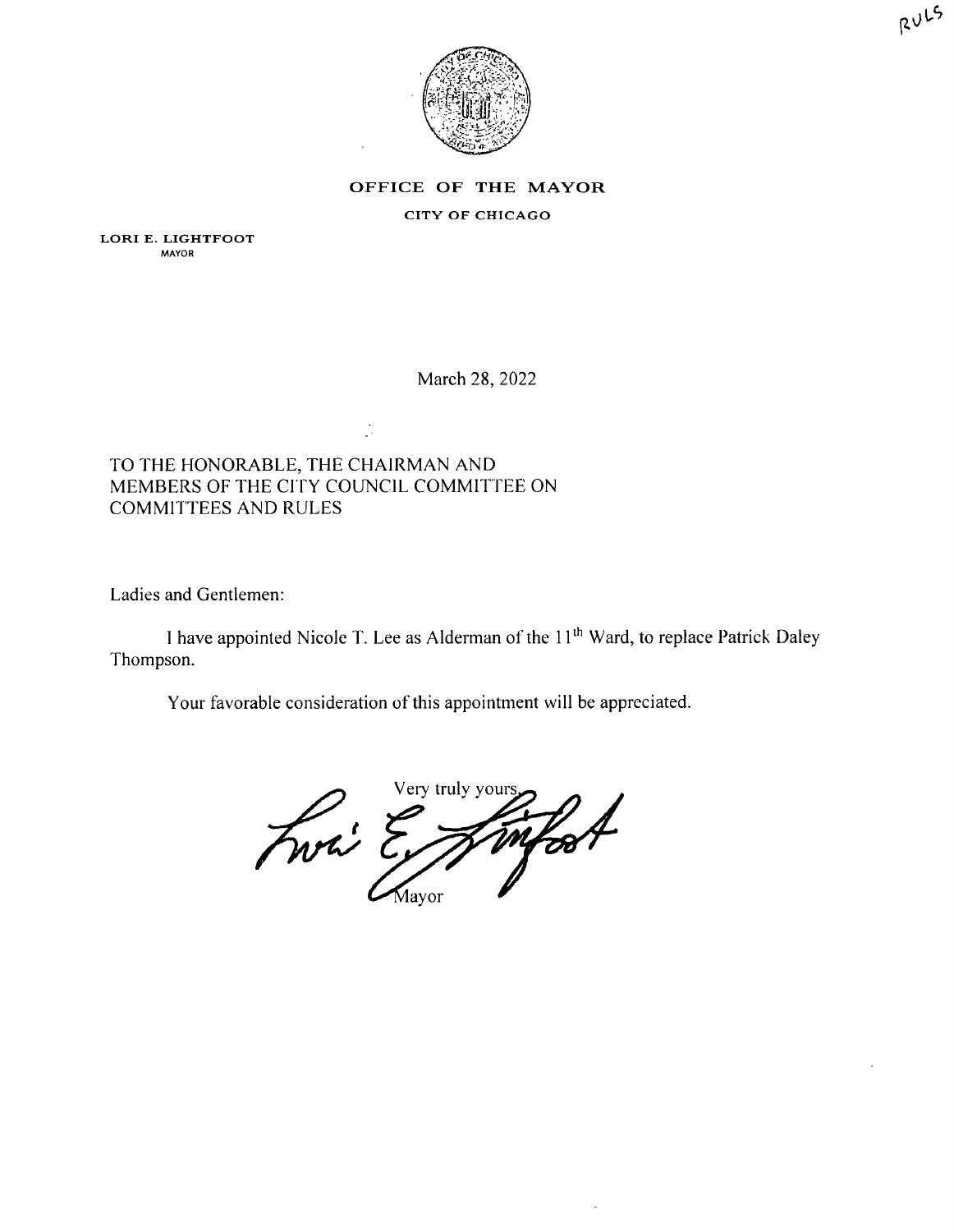RULS

**OFFICE OF THE MAYOR**

**CITY OF CHICAGO**

**LORI E. LIGHTFOOT**
MAYOR

March 28, 2022

TO THE HONORABLE, THE CHAIRMAN AND MEMBERS OF THE CITY COUNCIL COMMITTEE ON COMMITTEES AND RULES

Ladies and Gentlemen:

I have appointed Nicole T. Lee as Alderman of the 11th Ward, to replace Patrick Daley Thompson.

Your favorable consideration of this appointment will be appreciated.

Very truly yours,

Lori E. Lightfoot

Mayor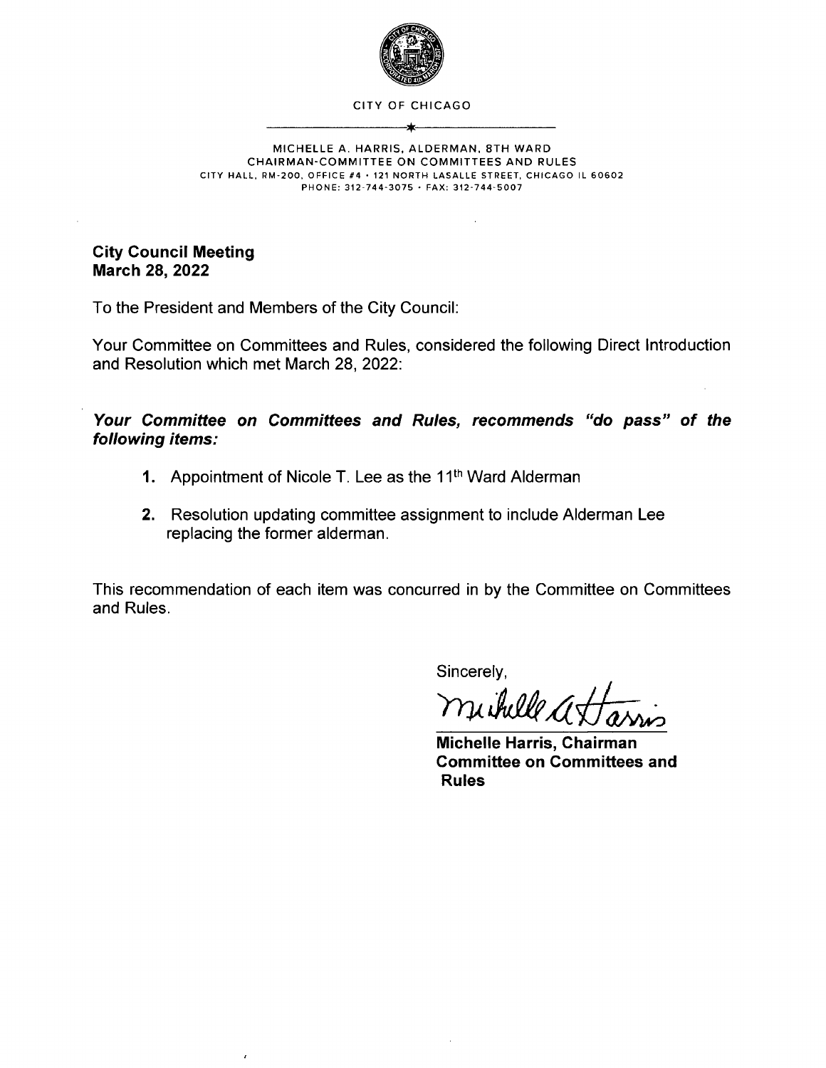CITY OF CHICAGO

MICHELLE A. HARRIS, ALDERMAN, 8TH WARD
CHAIRMAN-COMMITTEE ON COMMITTEES AND RULES
CITY HALL, RM-200, OFFICE #4 · 121 NORTH LASALLE STREET, CHICAGO IL 60602
PHONE: 312-744-3075 · FAX: 312-744-5007

**City Council Meeting**
**March 28, 2022**

To the President and Members of the City Council:

Your Committee on Committees and Rules, considered the following Direct Introduction and Resolution which met March 28, 2022:

***Your Committee on Committees and Rules, recommends "do pass" of the following items:***

1. Appointment of Nicole T. Lee as the 11th Ward Alderman

2. Resolution updating committee assignment to include Alderman Lee replacing the former alderman.

This recommendation of each item was concurred in by the Committee on Committees and Rules.

Sincerely,

Michelle A Harris

**Michelle Harris, Chairman**
**Committee on Committees and Rules**